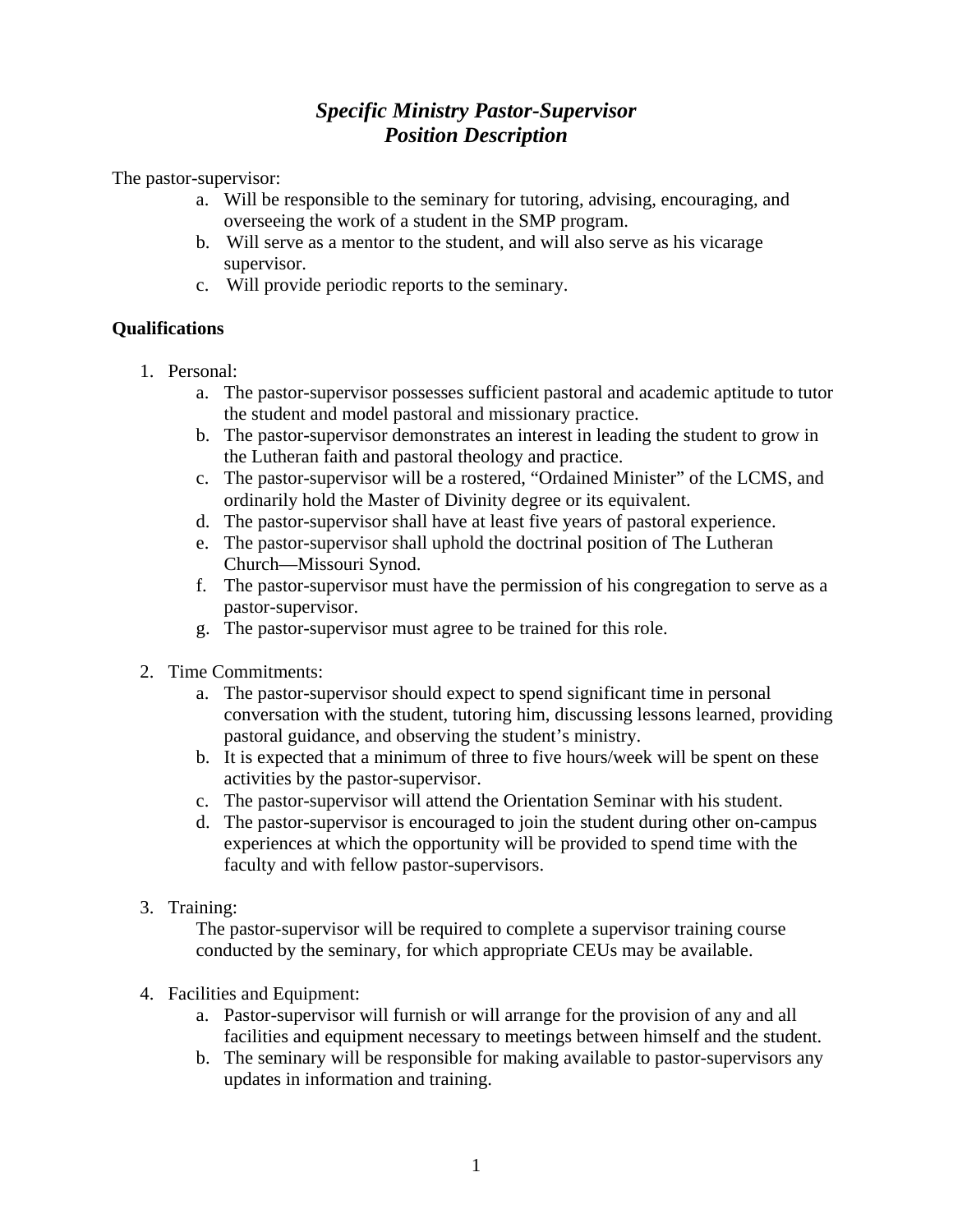# *Specific Ministry Pastor-Supervisor*
# *Position Description*

The pastor-supervisor:

a. Will be responsible to the seminary for tutoring, advising, encouraging, and overseeing the work of a student in the SMP program.
b. Will serve as a mentor to the student, and will also serve as his vicarage supervisor.
c. Will provide periodic reports to the seminary.

**Qualifications**

1. Personal:
    a. The pastor-supervisor possesses sufficient pastoral and academic aptitude to tutor the student and model pastoral and missionary practice.
    b. The pastor-supervisor demonstrates an interest in leading the student to grow in the Lutheran faith and pastoral theology and practice.
    c. The pastor-supervisor will be a rostered, "Ordained Minister" of the LCMS, and ordinarily hold the Master of Divinity degree or its equivalent.
    d. The pastor-supervisor shall have at least five years of pastoral experience.
    e. The pastor-supervisor shall uphold the doctrinal position of The Lutheran Church—Missouri Synod.
    f. The pastor-supervisor must have the permission of his congregation to serve as a pastor-supervisor.
    g. The pastor-supervisor must agree to be trained for this role.

2. Time Commitments:
    a. The pastor-supervisor should expect to spend significant time in personal conversation with the student, tutoring him, discussing lessons learned, providing pastoral guidance, and observing the student's ministry.
    b. It is expected that a minimum of three to five hours/week will be spent on these activities by the pastor-supervisor.
    c. The pastor-supervisor will attend the Orientation Seminar with his student.
    d. The pastor-supervisor is encouraged to join the student during other on-campus experiences at which the opportunity will be provided to spend time with the faculty and with fellow pastor-supervisors.

3. Training:

    The pastor-supervisor will be required to complete a supervisor training course conducted by the seminary, for which appropriate CEUs may be available.

4. Facilities and Equipment:
    a. Pastor-supervisor will furnish or will arrange for the provision of any and all facilities and equipment necessary to meetings between himself and the student.
    b. The seminary will be responsible for making available to pastor-supervisors any updates in information and training.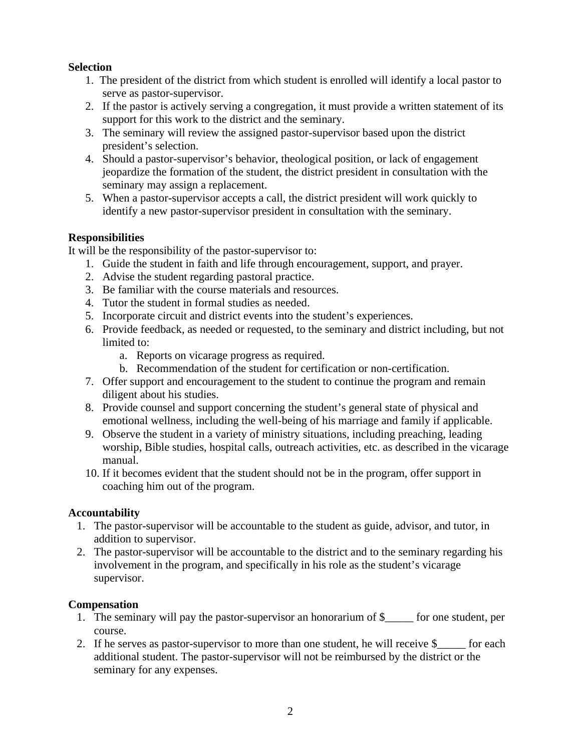**Selection**

1. The president of the district from which student is enrolled will identify a local pastor to serve as pastor-supervisor.
2. If the pastor is actively serving a congregation, it must provide a written statement of its support for this work to the district and the seminary.
3. The seminary will review the assigned pastor-supervisor based upon the district president's selection.
4. Should a pastor-supervisor's behavior, theological position, or lack of engagement jeopardize the formation of the student, the district president in consultation with the seminary may assign a replacement.
5. When a pastor-supervisor accepts a call, the district president will work quickly to identify a new pastor-supervisor president in consultation with the seminary.

**Responsibilities**

It will be the responsibility of the pastor-supervisor to:

1. Guide the student in faith and life through encouragement, support, and prayer.
2. Advise the student regarding pastoral practice.
3. Be familiar with the course materials and resources.
4. Tutor the student in formal studies as needed.
5. Incorporate circuit and district events into the student's experiences.
6. Provide feedback, as needed or requested, to the seminary and district including, but not limited to:
   a. Reports on vicarage progress as required.
   b. Recommendation of the student for certification or non-certification.
7. Offer support and encouragement to the student to continue the program and remain diligent about his studies.
8. Provide counsel and support concerning the student's general state of physical and emotional wellness, including the well-being of his marriage and family if applicable.
9. Observe the student in a variety of ministry situations, including preaching, leading worship, Bible studies, hospital calls, outreach activities, etc. as described in the vicarage manual.
10. If it becomes evident that the student should not be in the program, offer support in coaching him out of the program.

**Accountability**

1. The pastor-supervisor will be accountable to the student as guide, advisor, and tutor, in addition to supervisor.
2. The pastor-supervisor will be accountable to the district and to the seminary regarding his involvement in the program, and specifically in his role as the student's vicarage supervisor.

**Compensation**

1. The seminary will pay the pastor-supervisor an honorarium of $_____ for one student, per course.
2. If he serves as pastor-supervisor to more than one student, he will receive $_____ for each additional student. The pastor-supervisor will not be reimbursed by the district or the seminary for any expenses.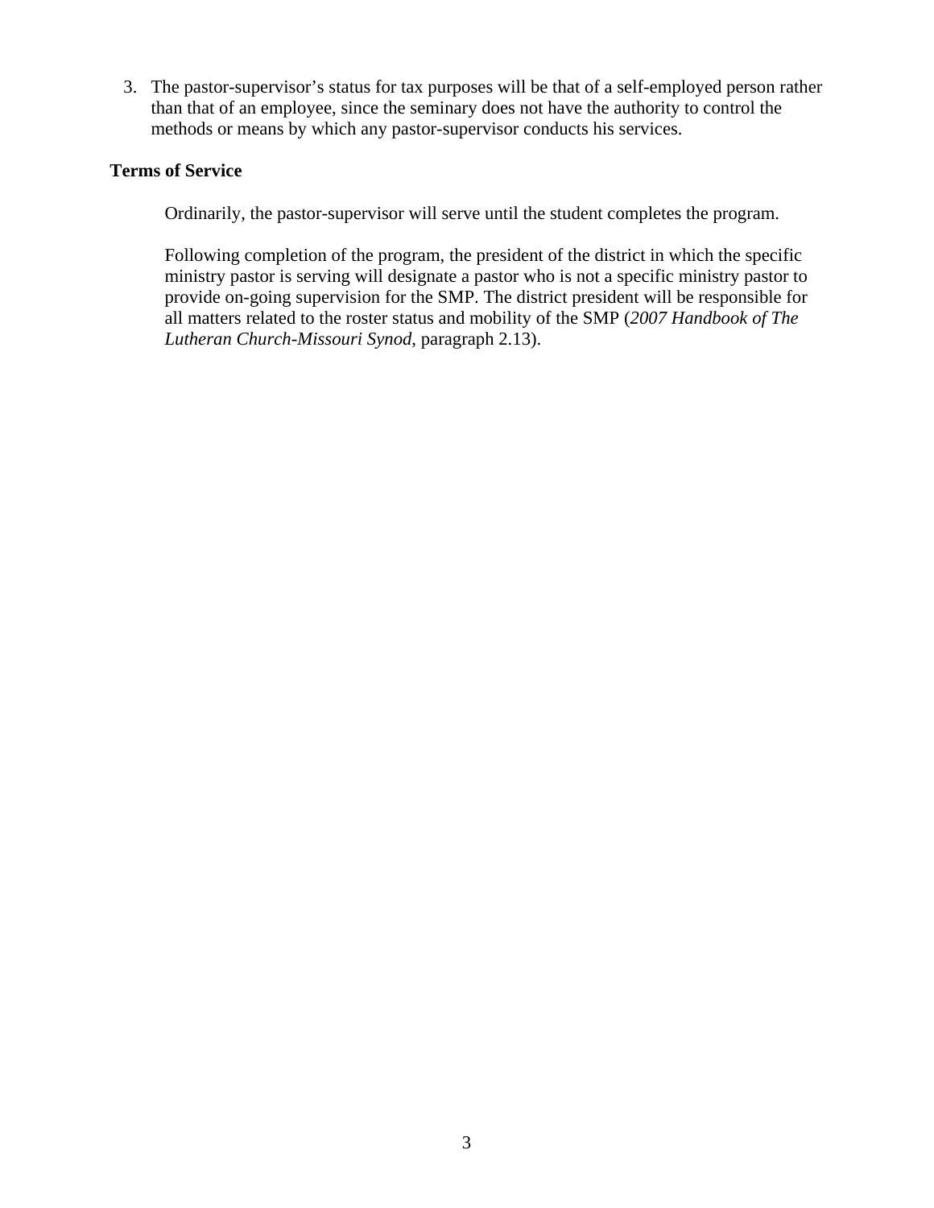3. The pastor-supervisor's status for tax purposes will be that of a self-employed person rather than that of an employee, since the seminary does not have the authority to control the methods or means by which any pastor-supervisor conducts his services.

**Terms of Service**

Ordinarily, the pastor-supervisor will serve until the student completes the program.

Following completion of the program, the president of the district in which the specific ministry pastor is serving will designate a pastor who is not a specific ministry pastor to provide on-going supervision for the SMP. The district president will be responsible for all matters related to the roster status and mobility of the SMP (*2007 Handbook of The Lutheran Church-Missouri Synod*, paragraph 2.13).